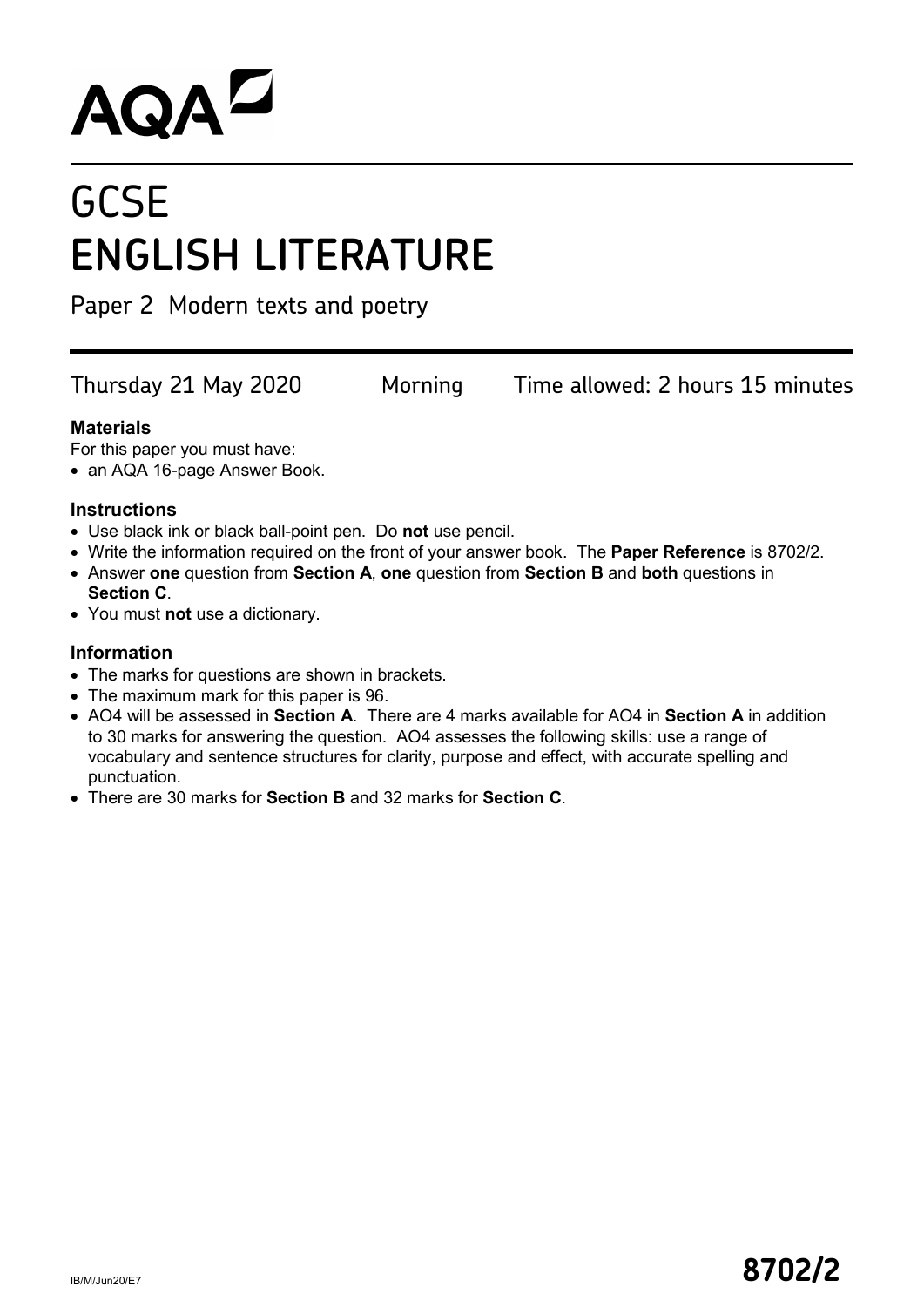AQA

# GCSE
# ENGLISH LITERATURE

Paper 2 Modern texts and poetry

Thursday 21 May 2020 Morning Time allowed: 2 hours 15 minutes

### Materials

For this paper you must have:

- an AQA 16-page Answer Book.

### Instructions

- Use black ink or black ball-point pen. Do **not** use pencil.
- Write the information required on the front of your answer book. The **Paper Reference** is 8702/2.
- Answer **one** question from **Section A**, **one** question from **Section B** and **both** questions in **Section C**.
- You must **not** use a dictionary.

### Information

- The marks for questions are shown in brackets.
- The maximum mark for this paper is 96.
- AO4 will be assessed in **Section A**. There are 4 marks available for AO4 in **Section A** in addition to 30 marks for answering the question. AO4 assesses the following skills: use a range of vocabulary and sentence structures for clarity, purpose and effect, with accurate spelling and punctuation.
- There are 30 marks for **Section B** and 32 marks for **Section C**.

IB/M/Jun20/E7

**8702/2**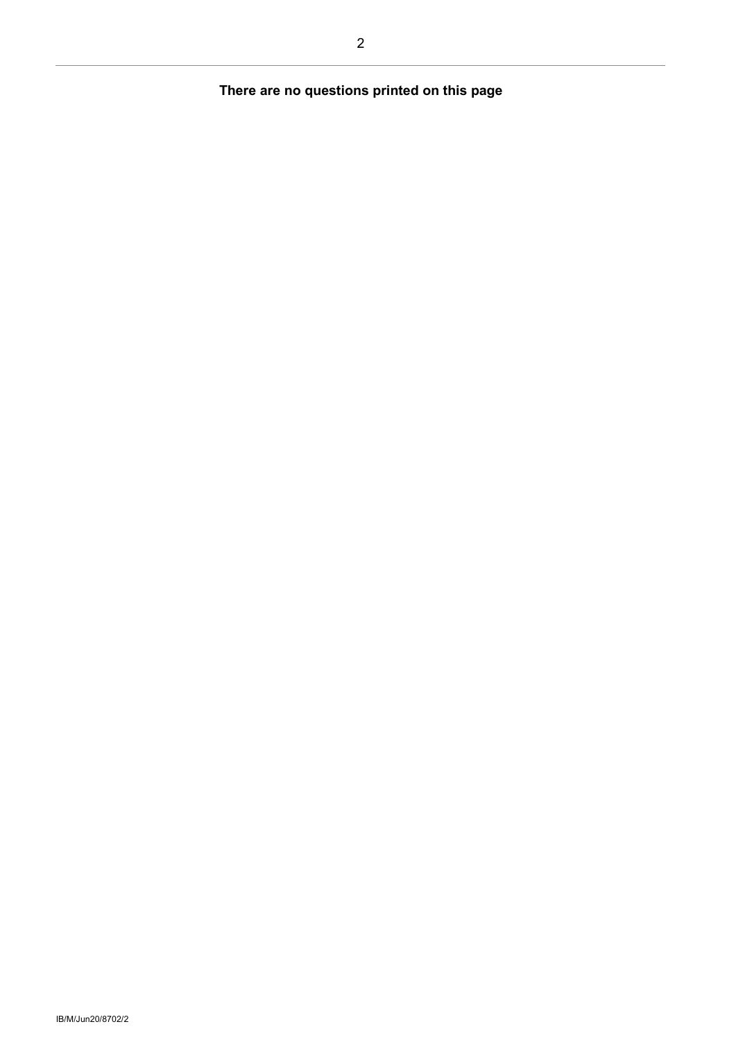**There are no questions printed on this page**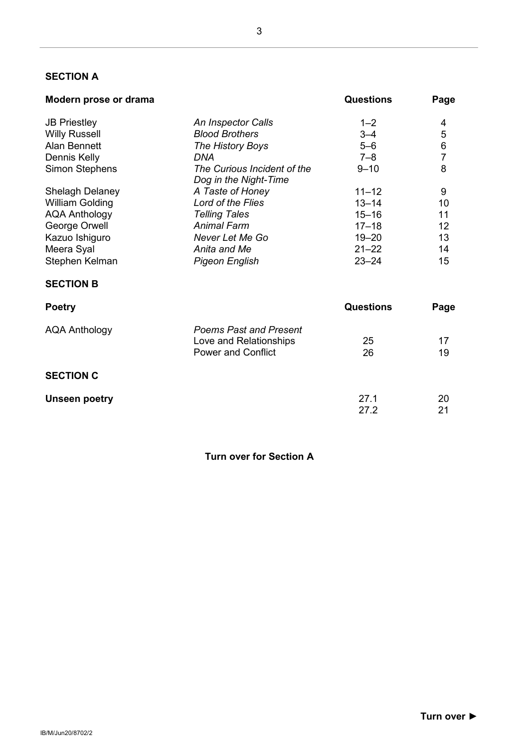## SECTION A

| Modern prose or drama | | Questions | Page |
|---|---|---|---|
| JB Priestley | *An Inspector Calls* | 1–2 | 4 |
| Willy Russell | *Blood Brothers* | 3–4 | 5 |
| Alan Bennett | *The History Boys* | 5–6 | 6 |
| Dennis Kelly | *DNA* | 7–8 | 7 |
| Simon Stephens | *The Curious Incident of the Dog in the Night-Time* | 9–10 | 8 |
| Shelagh Delaney | *A Taste of Honey* | 11–12 | 9 |
| William Golding | *Lord of the Flies* | 13–14 | 10 |
| AQA Anthology | *Telling Tales* | 15–16 | 11 |
| George Orwell | *Animal Farm* | 17–18 | 12 |
| Kazuo Ishiguro | *Never Let Me Go* | 19–20 | 13 |
| Meera Syal | *Anita and Me* | 21–22 | 14 |
| Stephen Kelman | *Pigeon English* | 23–24 | 15 |

## SECTION B

| Poetry | | Questions | Page |
|---|---|---|---|
| AQA Anthology | *Poems Past and Present* | | |
| | Love and Relationships | 25 | 17 |
| | Power and Conflict | 26 | 19 |

## SECTION C

| Unseen poetry | | Questions | Page |
|---|---|---|---|
| | | 27.1 | 20 |
| | | 27.2 | 21 |

**Turn over for Section A**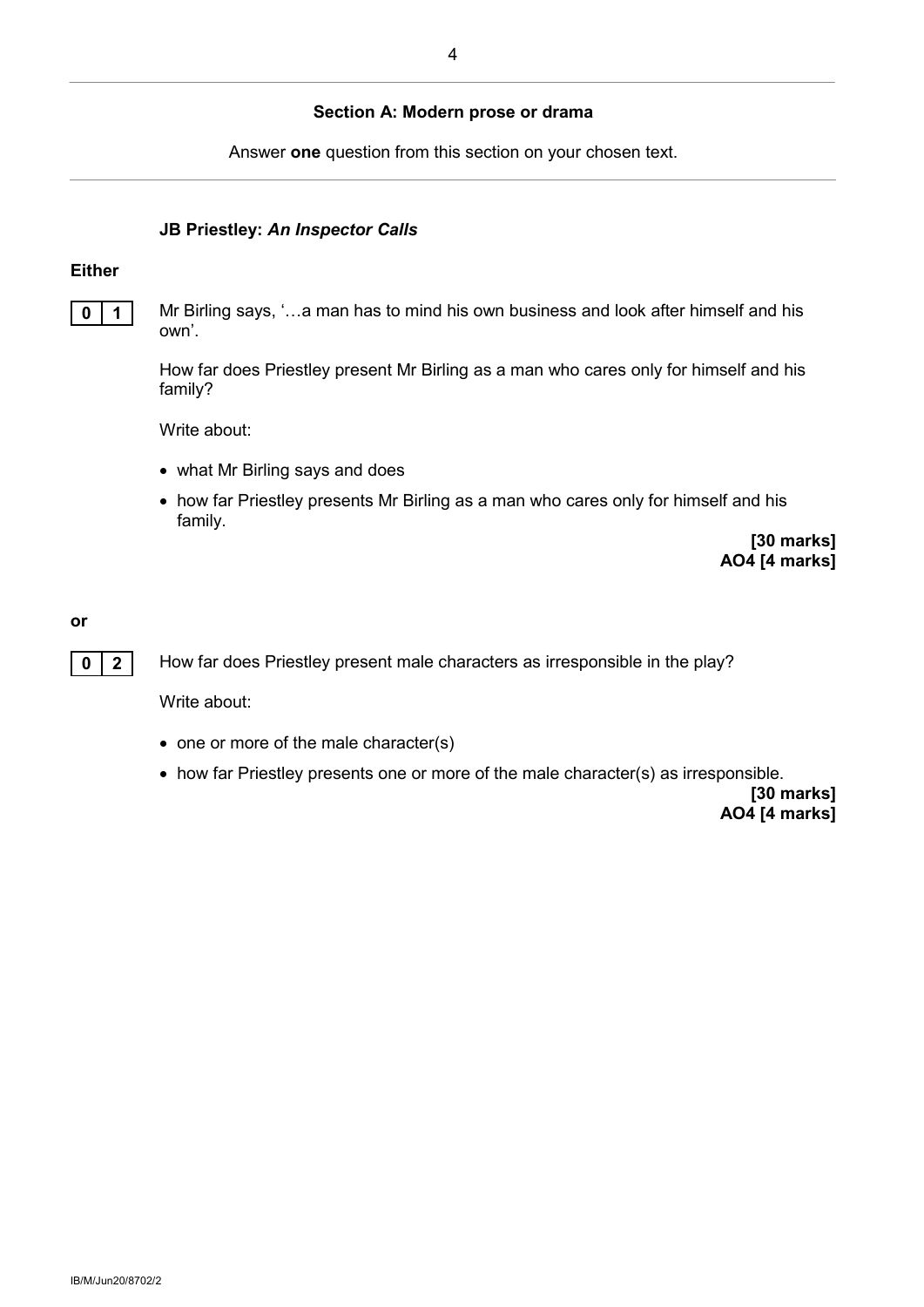## Section A: Modern prose or drama

Answer **one** question from this section on your chosen text.

### JB Priestley: *An Inspector Calls*

**Either**

**0 1** Mr Birling says, '…a man has to mind his own business and look after himself and his own'.

How far does Priestley present Mr Birling as a man who cares only for himself and his family?

Write about:

- what Mr Birling says and does
- how far Priestley presents Mr Birling as a man who cares only for himself and his family.

**[30 marks]**
**AO4 [4 marks]**

**or**

**0 2** How far does Priestley present male characters as irresponsible in the play?

Write about:

- one or more of the male character(s)
- how far Priestley presents one or more of the male character(s) as irresponsible.

**[30 marks]**
**AO4 [4 marks]**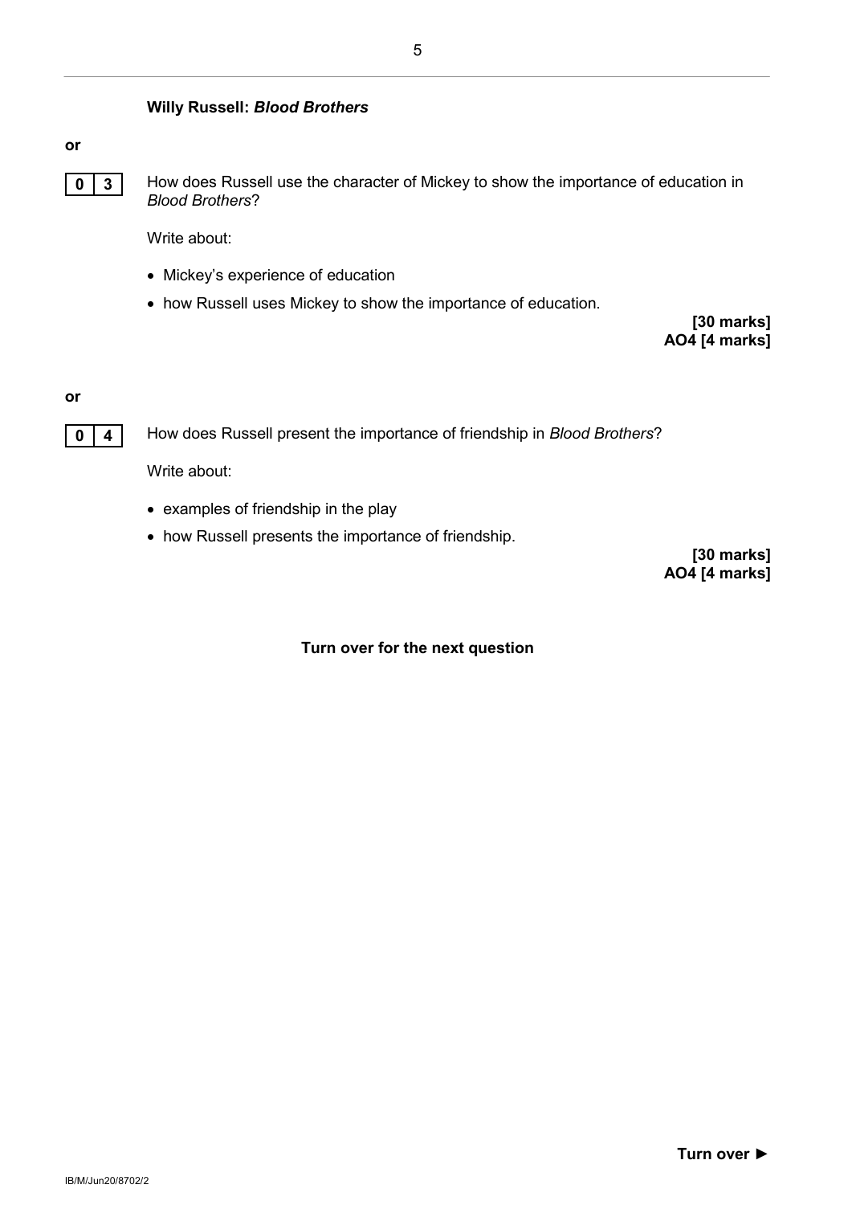**Willy Russell: *Blood Brothers***

**or**

**0 3** How does Russell use the character of Mickey to show the importance of education in *Blood Brothers*?

Write about:

- Mickey's experience of education
- how Russell uses Mickey to show the importance of education.

**[30 marks]**
**AO4 [4 marks]**

**or**

**0 4** How does Russell present the importance of friendship in *Blood Brothers*?

Write about:

- examples of friendship in the play
- how Russell presents the importance of friendship.

**[30 marks]**
**AO4 [4 marks]**

**Turn over for the next question**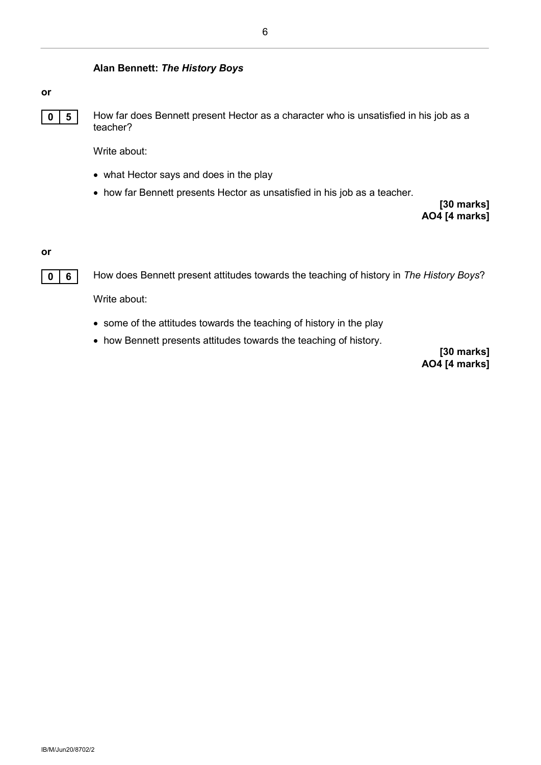**Alan Bennett: *The History Boys***

**or**

**0 5** How far does Bennett present Hector as a character who is unsatisfied in his job as a teacher?

Write about:

- what Hector says and does in the play
- how far Bennett presents Hector as unsatisfied in his job as a teacher.

**[30 marks]**
**AO4 [4 marks]**

**or**

**0 6** How does Bennett present attitudes towards the teaching of history in *The History Boys*?

Write about:

- some of the attitudes towards the teaching of history in the play
- how Bennett presents attitudes towards the teaching of history.

**[30 marks]**
**AO4 [4 marks]**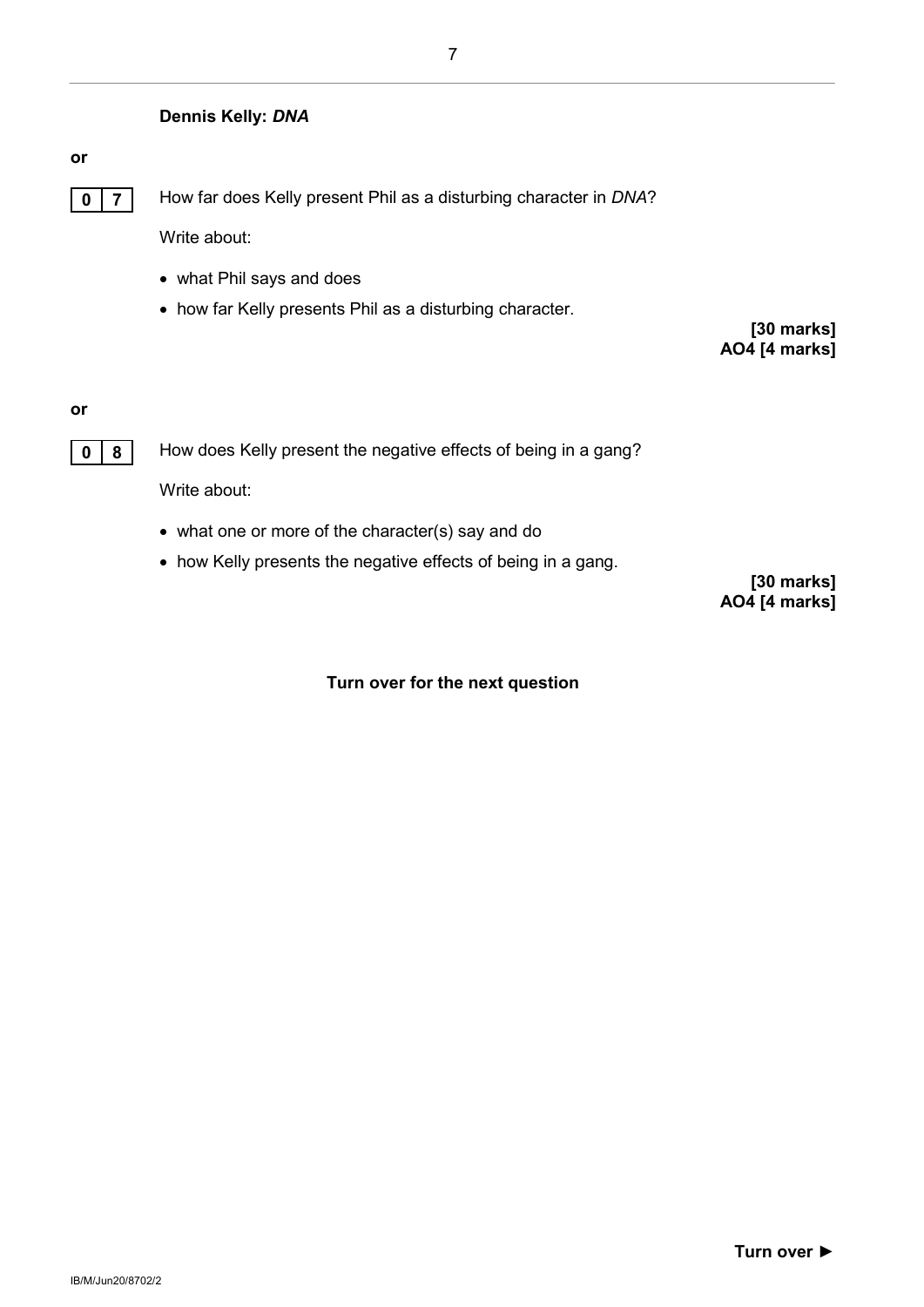**Dennis Kelly: *DNA***

**or**

**0 7** How far does Kelly present Phil as a disturbing character in *DNA*?

Write about:

- what Phil says and does
- how far Kelly presents Phil as a disturbing character.

**[30 marks]**
**AO4 [4 marks]**

**or**

**0 8** How does Kelly present the negative effects of being in a gang?

Write about:

- what one or more of the character(s) say and do
- how Kelly presents the negative effects of being in a gang.

**[30 marks]**
**AO4 [4 marks]**

**Turn over for the next question**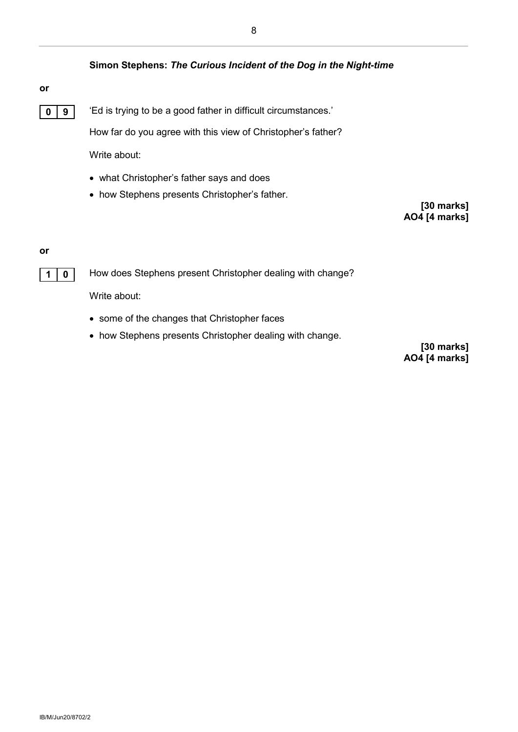**Simon Stephens: *The Curious Incident of the Dog in the Night-time***

**or**

**0 9** 'Ed is trying to be a good father in difficult circumstances.'

How far do you agree with this view of Christopher's father?

Write about:

- what Christopher's father says and does
- how Stephens presents Christopher's father.

**[30 marks]**
**AO4 [4 marks]**

**or**

**1 0** How does Stephens present Christopher dealing with change?

Write about:

- some of the changes that Christopher faces
- how Stephens presents Christopher dealing with change.

**[30 marks]**
**AO4 [4 marks]**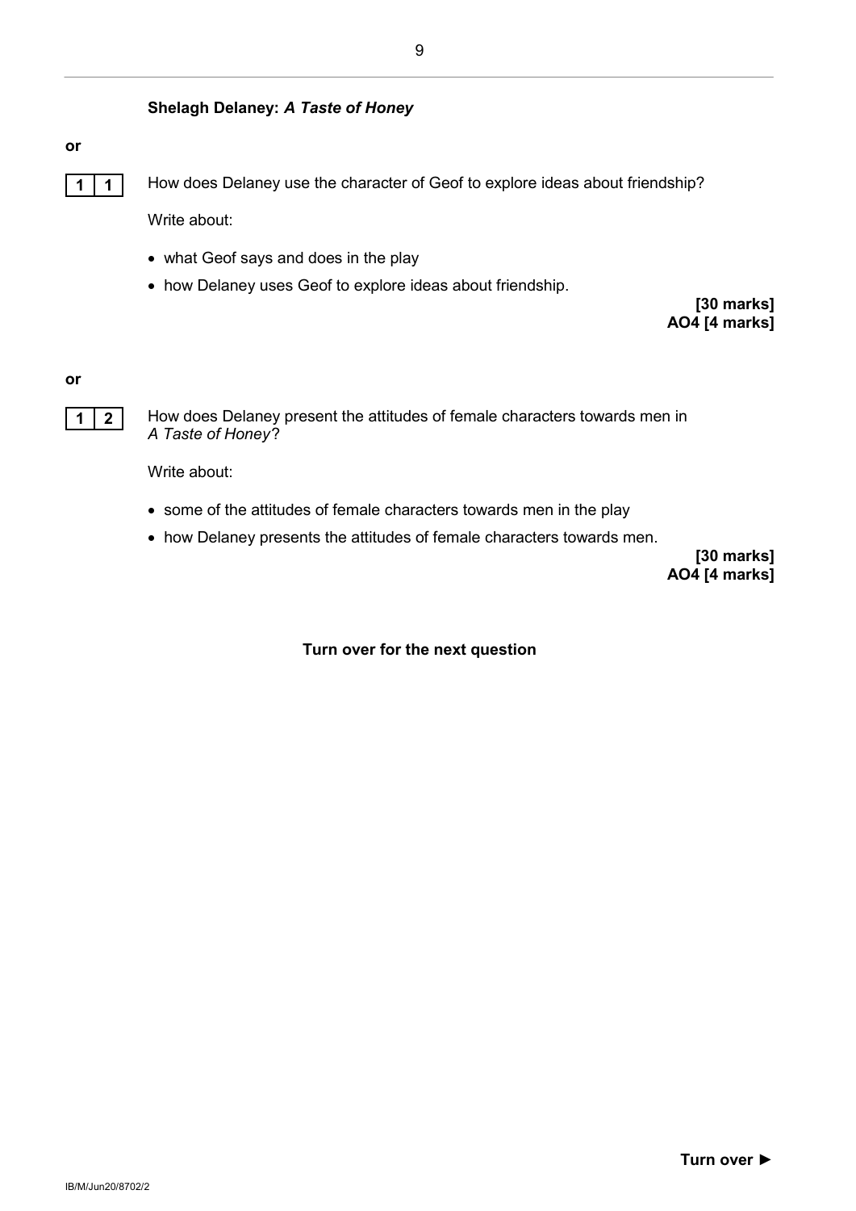**Shelagh Delaney: *A Taste of Honey***

**or**

**1 1** How does Delaney use the character of Geof to explore ideas about friendship?

Write about:

- what Geof says and does in the play
- how Delaney uses Geof to explore ideas about friendship.

**[30 marks]**
**AO4 [4 marks]**

**or**

**1 2** How does Delaney present the attitudes of female characters towards men in *A Taste of Honey*?

Write about:

- some of the attitudes of female characters towards men in the play
- how Delaney presents the attitudes of female characters towards men.

**[30 marks]**
**AO4 [4 marks]**

**Turn over for the next question**

**Turn over ►**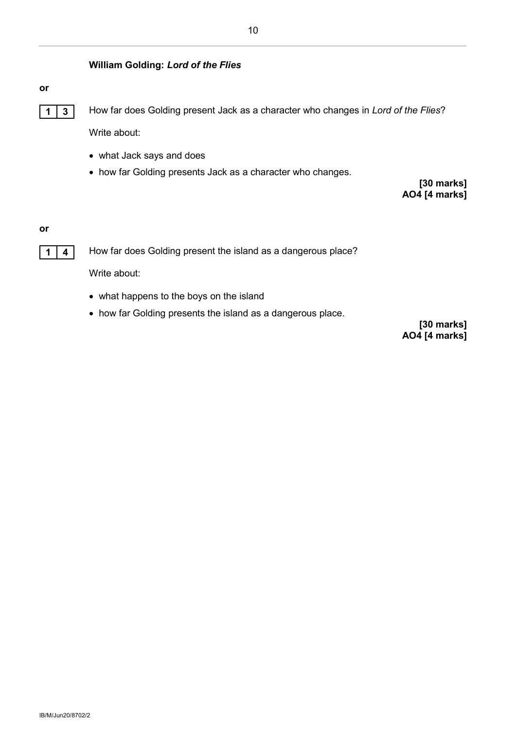**William Golding: *Lord of the Flies***

**or**

**1 3** How far does Golding present Jack as a character who changes in *Lord of the Flies*?

Write about:

- what Jack says and does
- how far Golding presents Jack as a character who changes.

**[30 marks]**
**AO4 [4 marks]**

**or**

**1 4** How far does Golding present the island as a dangerous place?

Write about:

- what happens to the boys on the island
- how far Golding presents the island as a dangerous place.

**[30 marks]**
**AO4 [4 marks]**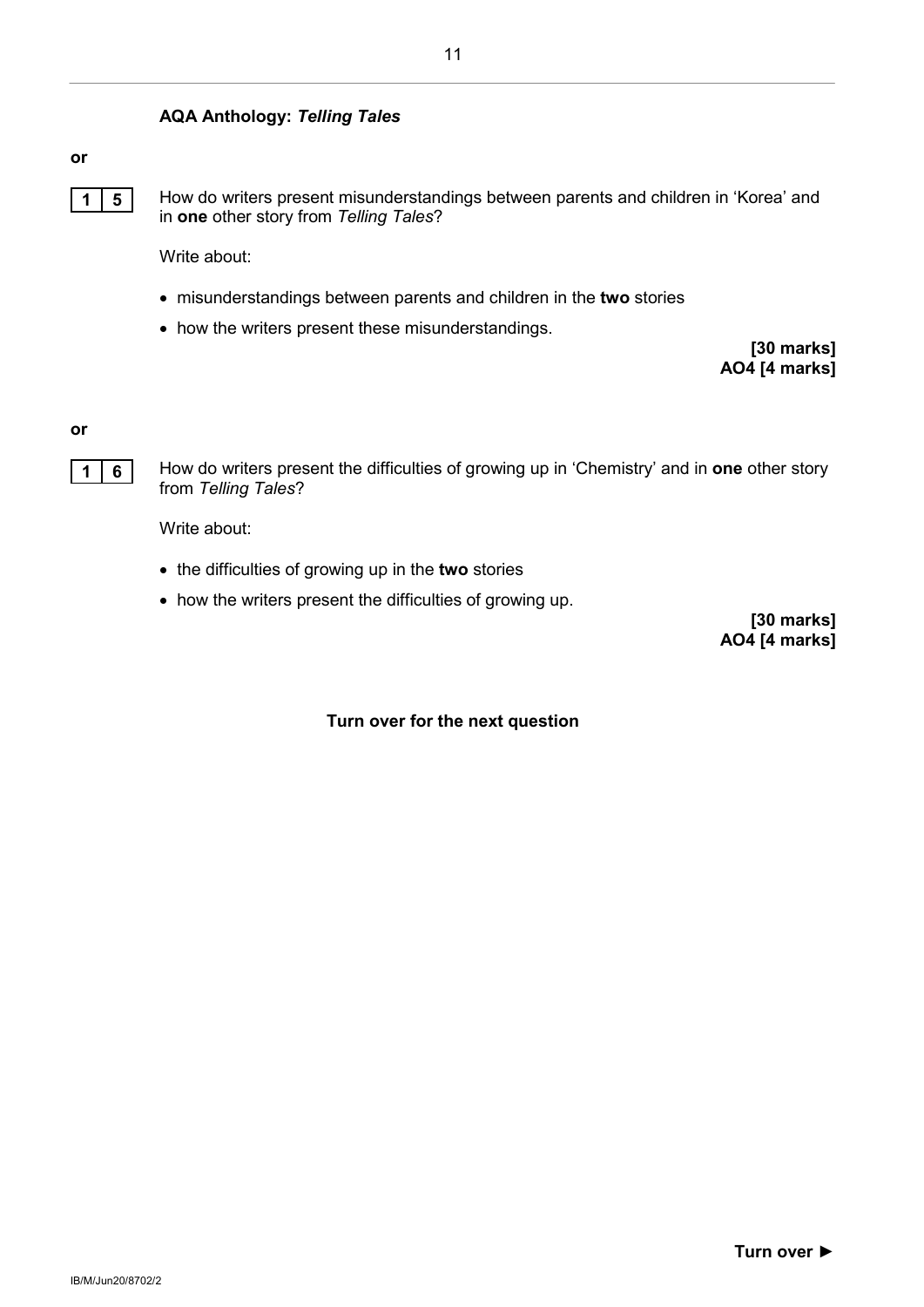**AQA Anthology: *Telling Tales***

**or**

**1 5** How do writers present misunderstandings between parents and children in 'Korea' and in **one** other story from *Telling Tales*?

Write about:

- misunderstandings between parents and children in the **two** stories
- how the writers present these misunderstandings.

**[30 marks]**
**AO4 [4 marks]**

**or**

**1 6** How do writers present the difficulties of growing up in 'Chemistry' and in **one** other story from *Telling Tales*?

Write about:

- the difficulties of growing up in the **two** stories
- how the writers present the difficulties of growing up.

**[30 marks]**
**AO4 [4 marks]**

**Turn over for the next question**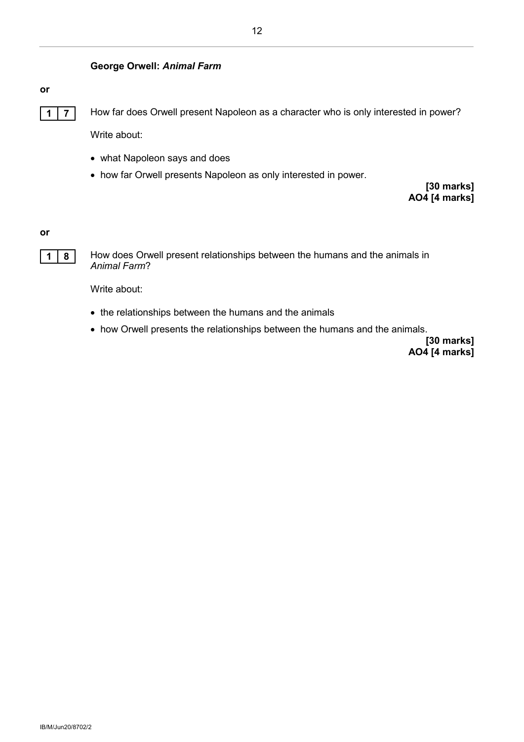**George Orwell: *Animal Farm***

**or**

**1 7** How far does Orwell present Napoleon as a character who is only interested in power?

Write about:

- what Napoleon says and does
- how far Orwell presents Napoleon as only interested in power.

**[30 marks]**
**AO4 [4 marks]**

**or**

**1 8** How does Orwell present relationships between the humans and the animals in *Animal Farm*?

Write about:

- the relationships between the humans and the animals
- how Orwell presents the relationships between the humans and the animals.

**[30 marks]**
**AO4 [4 marks]**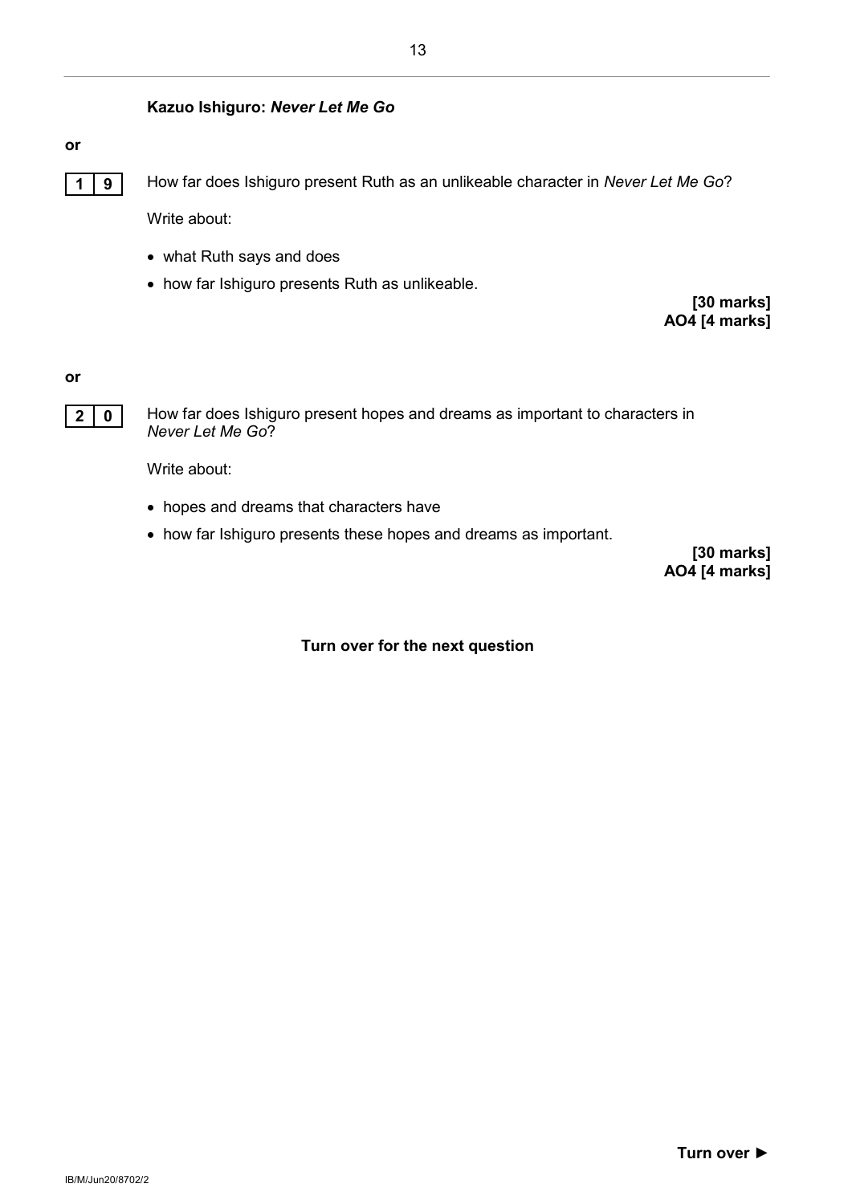**Kazuo Ishiguro: *Never Let Me Go***

**or**

**1 9** How far does Ishiguro present Ruth as an unlikeable character in *Never Let Me Go*?

Write about:

- what Ruth says and does
- how far Ishiguro presents Ruth as unlikeable.

**[30 marks]**
**AO4 [4 marks]**

**or**

**2 0** How far does Ishiguro present hopes and dreams as important to characters in *Never Let Me Go*?

Write about:

- hopes and dreams that characters have
- how far Ishiguro presents these hopes and dreams as important.

**[30 marks]**
**AO4 [4 marks]**

**Turn over for the next question**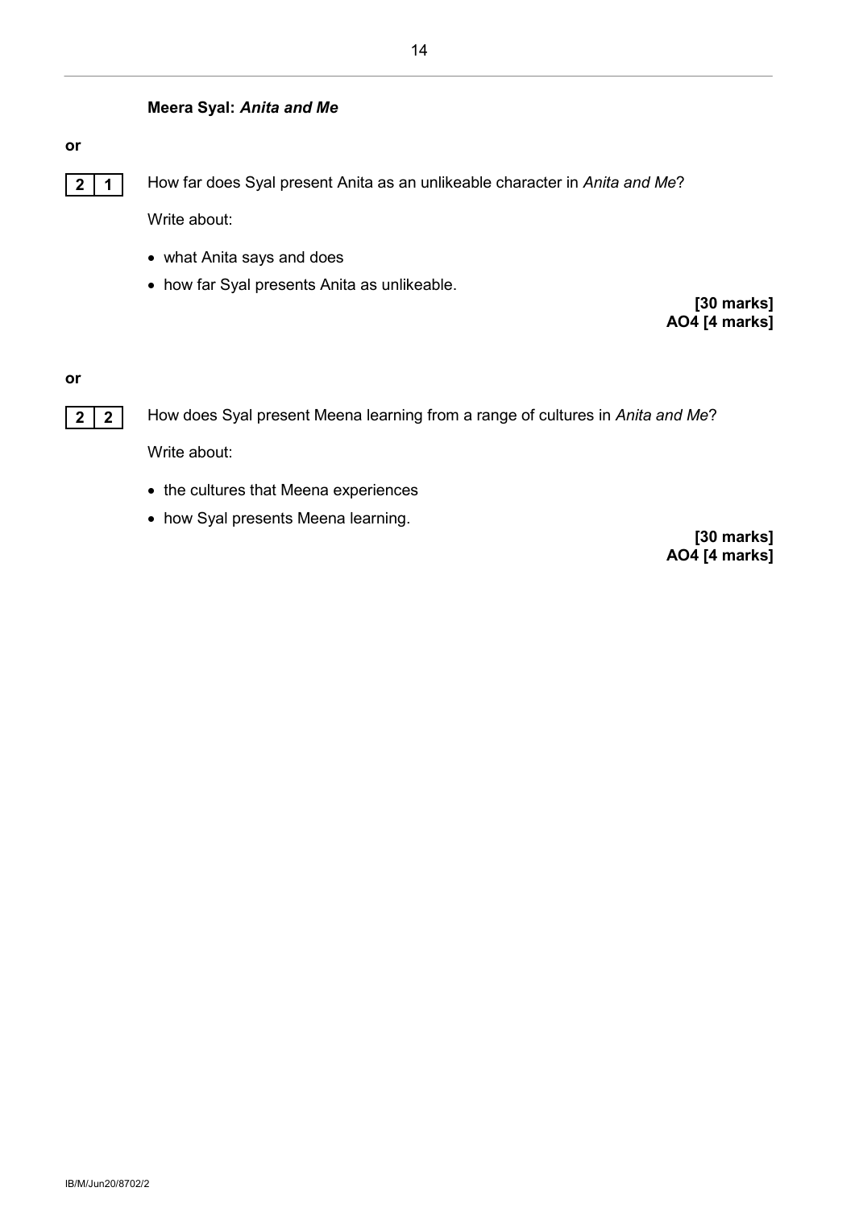**Meera Syal: *Anita and Me***

**or**

**2 1** How far does Syal present Anita as an unlikeable character in *Anita and Me*?

Write about:

- what Anita says and does
- how far Syal presents Anita as unlikeable.

**[30 marks]**
**AO4 [4 marks]**

**or**

**2 2** How does Syal present Meena learning from a range of cultures in *Anita and Me*?

Write about:

- the cultures that Meena experiences
- how Syal presents Meena learning.

**[30 marks]**
**AO4 [4 marks]**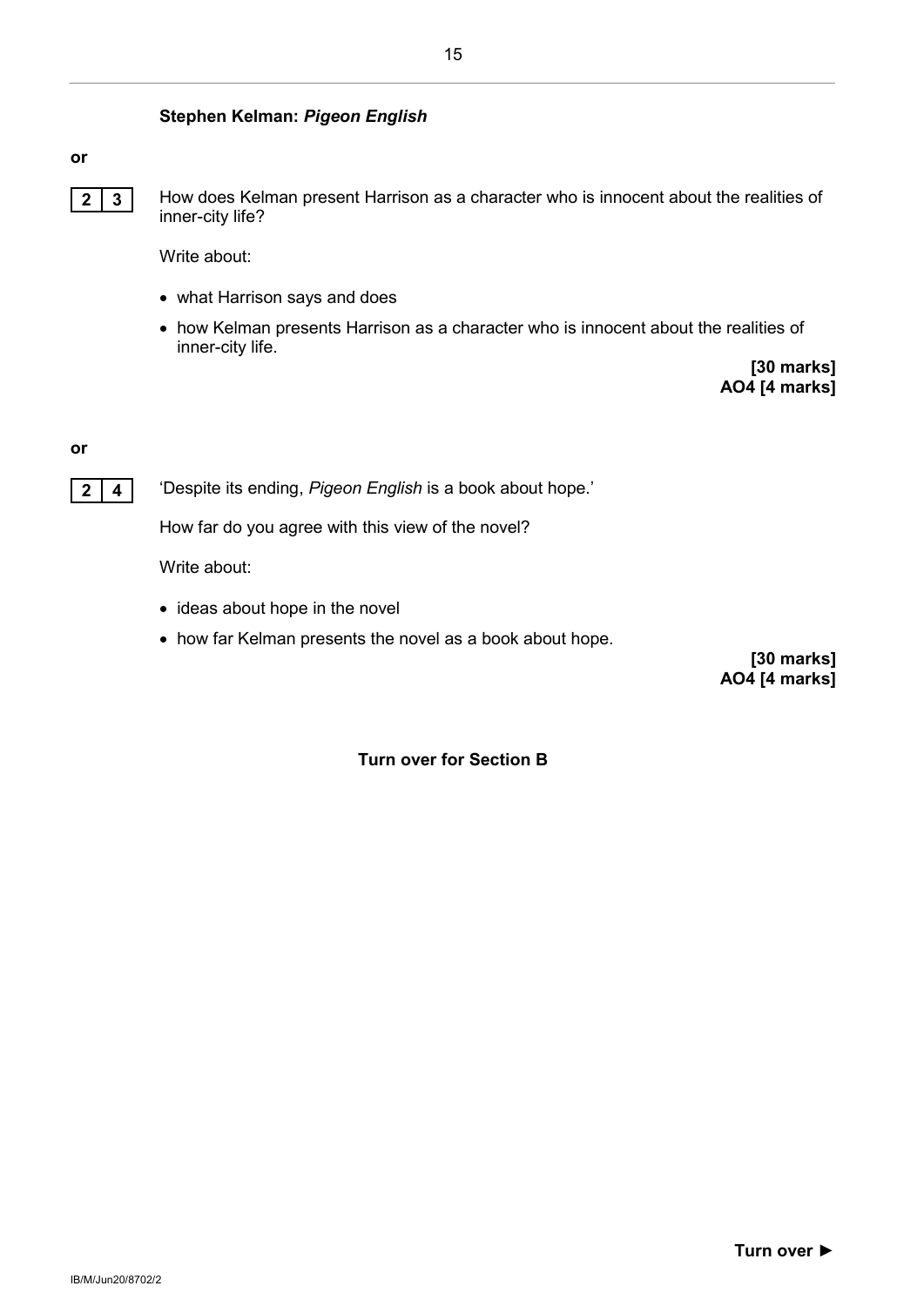**Stephen Kelman: *Pigeon English***

**or**

**2 3** How does Kelman present Harrison as a character who is innocent about the realities of inner-city life?

Write about:

- what Harrison says and does
- how Kelman presents Harrison as a character who is innocent about the realities of inner-city life.

**[30 marks]**
**AO4 [4 marks]**

**or**

**2 4** 'Despite its ending, *Pigeon English* is a book about hope.'

How far do you agree with this view of the novel?

Write about:

- ideas about hope in the novel
- how far Kelman presents the novel as a book about hope.

**[30 marks]**
**AO4 [4 marks]**

**Turn over for Section B**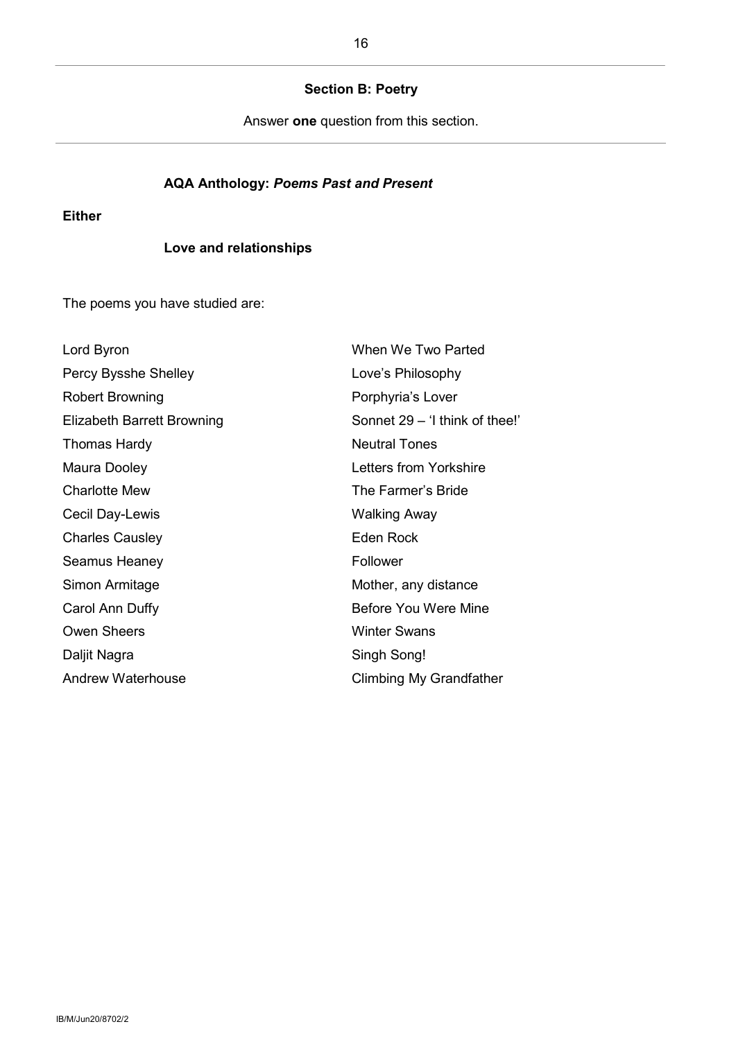## Section B: Poetry

Answer **one** question from this section.

### AQA Anthology: *Poems Past and Present*

**Either**

#### Love and relationships

The poems you have studied are:

| | |
|---|---|
| Lord Byron | When We Two Parted |
| Percy Bysshe Shelley | Love's Philosophy |
| Robert Browning | Porphyria's Lover |
| Elizabeth Barrett Browning | Sonnet 29 – 'I think of thee!' |
| Thomas Hardy | Neutral Tones |
| Maura Dooley | Letters from Yorkshire |
| Charlotte Mew | The Farmer's Bride |
| Cecil Day-Lewis | Walking Away |
| Charles Causley | Eden Rock |
| Seamus Heaney | Follower |
| Simon Armitage | Mother, any distance |
| Carol Ann Duffy | Before You Were Mine |
| Owen Sheers | Winter Swans |
| Daljit Nagra | Singh Song! |
| Andrew Waterhouse | Climbing My Grandfather |

IB/M/Jun20/8702/2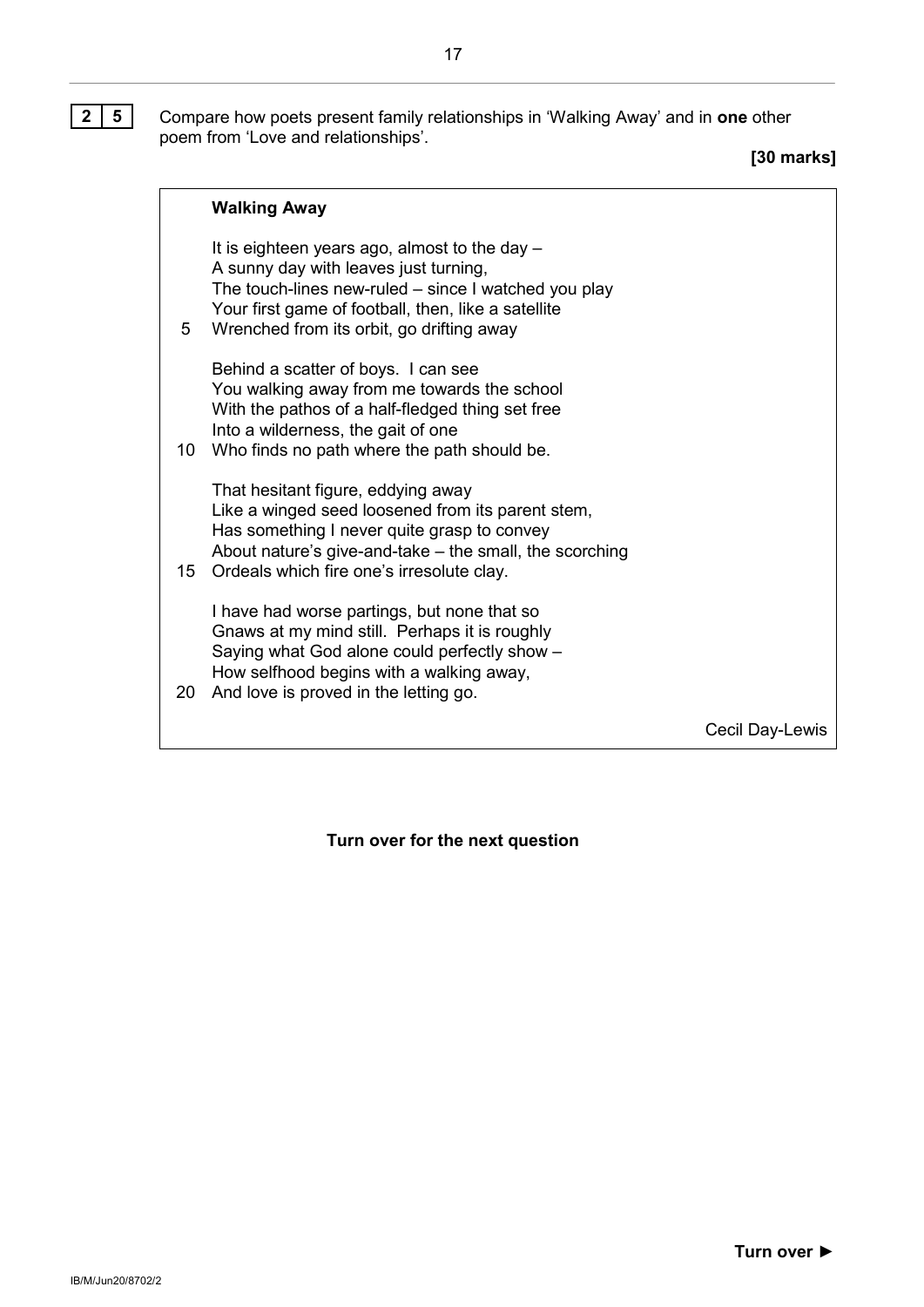**2 5** Compare how poets present family relationships in 'Walking Away' and in **one** other poem from 'Love and relationships'.

**[30 marks]**

**Walking Away**

It is eighteen years ago, almost to the day –  
A sunny day with leaves just turning,  
The touch-lines new-ruled – since I watched you play  
Your first game of football, then, like a satellite  
5 Wrenched from its orbit, go drifting away

Behind a scatter of boys. I can see  
You walking away from me towards the school  
With the pathos of a half-fledged thing set free  
Into a wilderness, the gait of one  
10 Who finds no path where the path should be.

That hesitant figure, eddying away  
Like a winged seed loosened from its parent stem,  
Has something I never quite grasp to convey  
About nature's give-and-take – the small, the scorching  
15 Ordeals which fire one's irresolute clay.

I have had worse partings, but none that so  
Gnaws at my mind still. Perhaps it is roughly  
Saying what God alone could perfectly show –  
How selfhood begins with a walking away,  
20 And love is proved in the letting go.

Cecil Day-Lewis

**Turn over for the next question**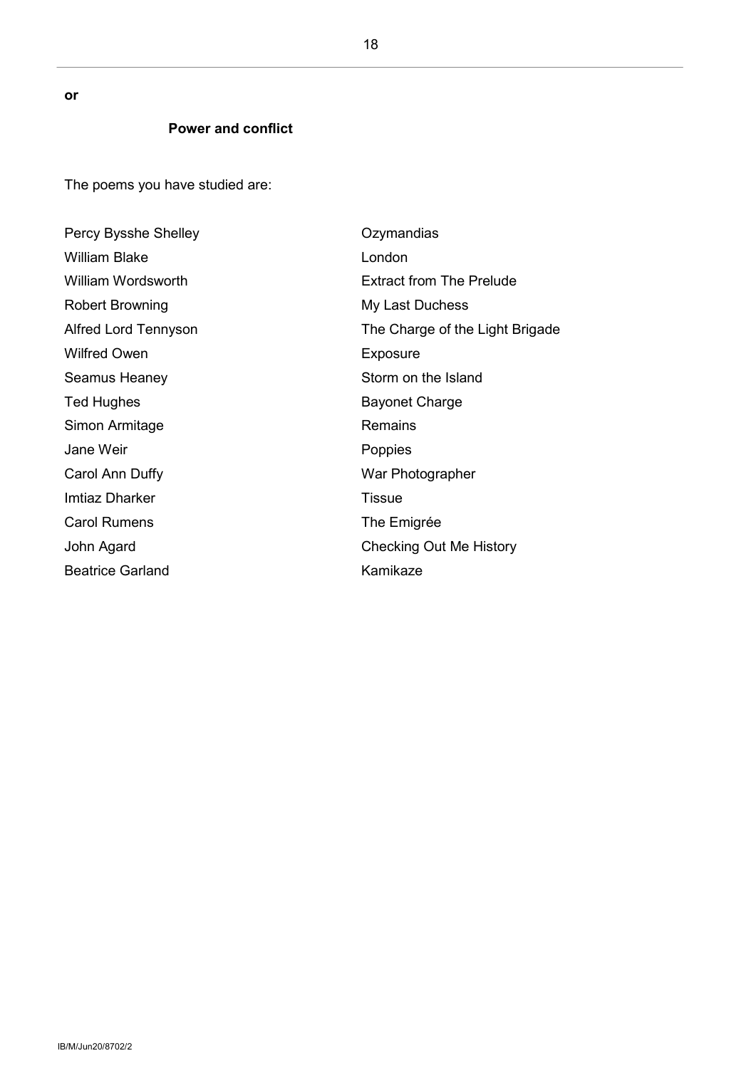**or**

## Power and conflict

The poems you have studied are:

| | |
|---|---|
| Percy Bysshe Shelley | Ozymandias |
| William Blake | London |
| William Wordsworth | Extract from The Prelude |
| Robert Browning | My Last Duchess |
| Alfred Lord Tennyson | The Charge of the Light Brigade |
| Wilfred Owen | Exposure |
| Seamus Heaney | Storm on the Island |
| Ted Hughes | Bayonet Charge |
| Simon Armitage | Remains |
| Jane Weir | Poppies |
| Carol Ann Duffy | War Photographer |
| Imtiaz Dharker | Tissue |
| Carol Rumens | The Emigrée |
| John Agard | Checking Out Me History |
| Beatrice Garland | Kamikaze |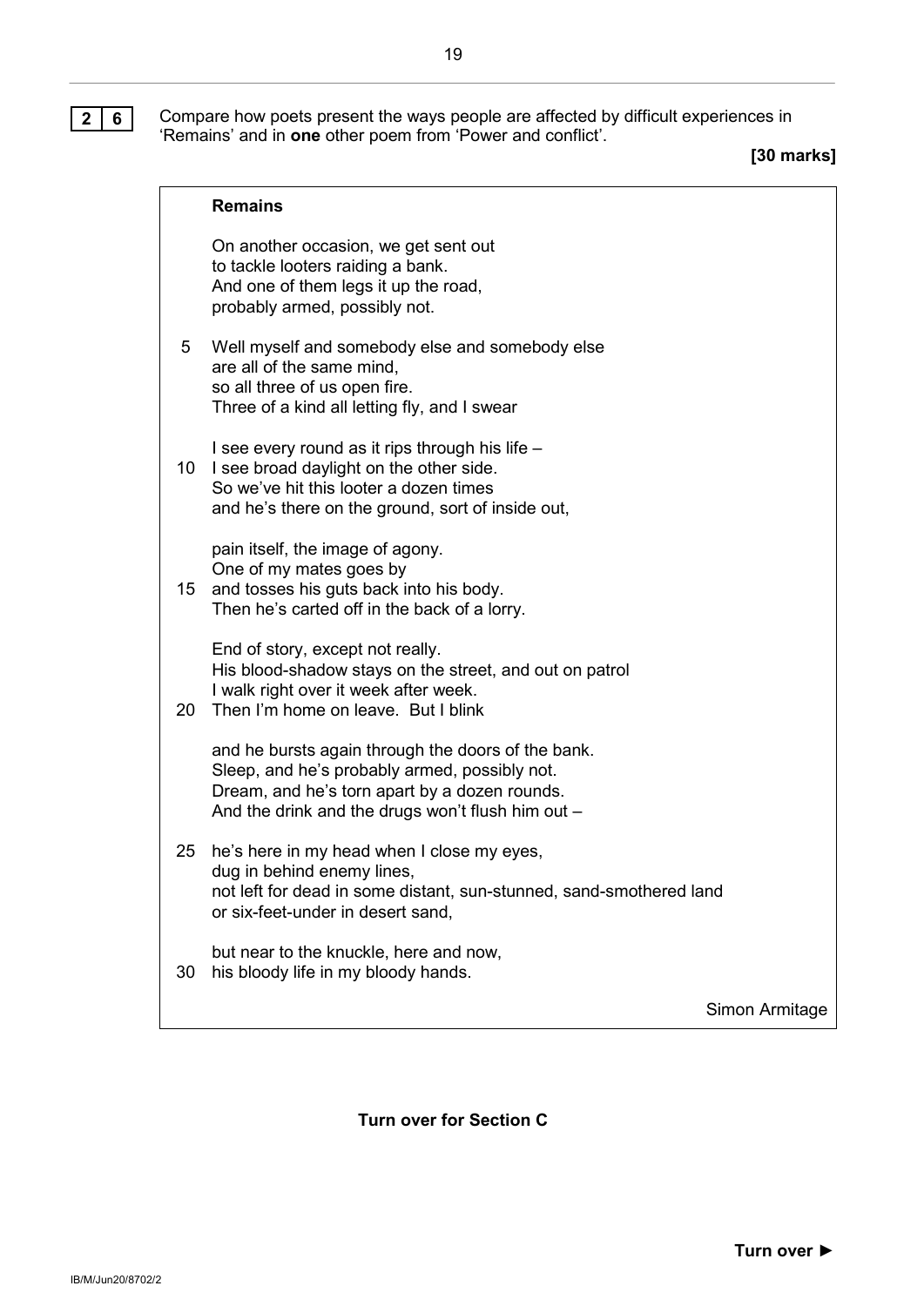**2 6** Compare how poets present the ways people are affected by difficult experiences in 'Remains' and in **one** other poem from 'Power and conflict'.

**[30 marks]**

**Remains**

On another occasion, we get sent out
to tackle looters raiding a bank.
And one of them legs it up the road,
probably armed, possibly not.

5 Well myself and somebody else and somebody else
are all of the same mind,
so all three of us open fire.
Three of a kind all letting fly, and I swear

I see every round as it rips through his life –
10 I see broad daylight on the other side.
So we've hit this looter a dozen times
and he's there on the ground, sort of inside out,

pain itself, the image of agony.
One of my mates goes by
15 and tosses his guts back into his body.
Then he's carted off in the back of a lorry.

End of story, except not really.
His blood-shadow stays on the street, and out on patrol
I walk right over it week after week.
20 Then I'm home on leave. But I blink

and he bursts again through the doors of the bank.
Sleep, and he's probably armed, possibly not.
Dream, and he's torn apart by a dozen rounds.
And the drink and the drugs won't flush him out –

25 he's here in my head when I close my eyes,
dug in behind enemy lines,
not left for dead in some distant, sun-stunned, sand-smothered land
or six-feet-under in desert sand,

but near to the knuckle, here and now,
30 his bloody life in my bloody hands.

Simon Armitage

**Turn over for Section C**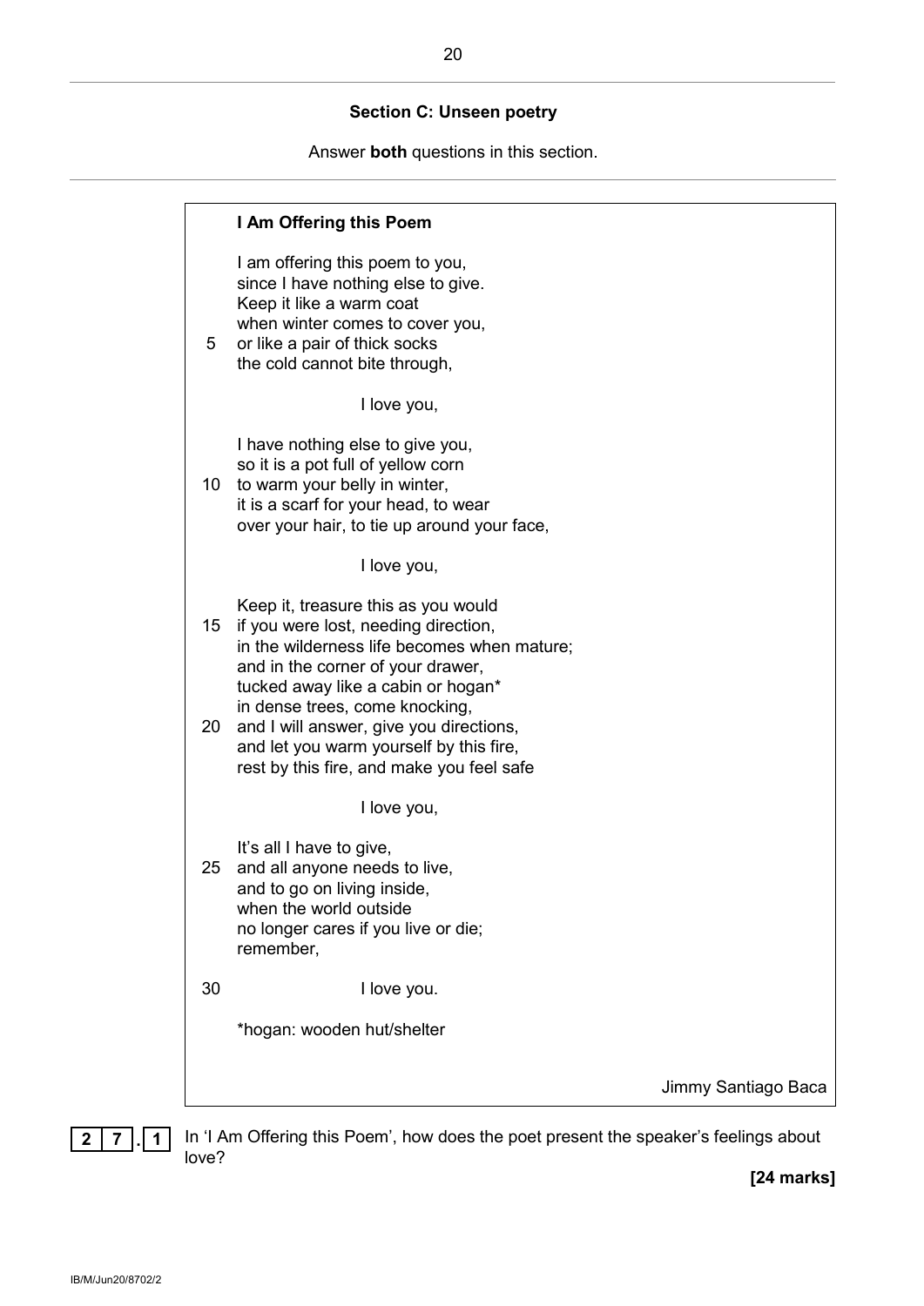## Section C: Unseen poetry

Answer **both** questions in this section.

---

**I Am Offering this Poem**

I am offering this poem to you,
since I have nothing else to give.
Keep it like a warm coat
when winter comes to cover you,
or like a pair of thick socks (5)
the cold cannot bite through,

I love you,

I have nothing else to give you,
so it is a pot full of yellow corn
to warm your belly in winter, (10)
it is a scarf for your head, to wear
over your hair, to tie up around your face,

I love you,

Keep it, treasure this as you would
if you were lost, needing direction, (15)
in the wilderness life becomes when mature;
and in the corner of your drawer,
tucked away like a cabin or hogan*
in dense trees, come knocking,
and I will answer, give you directions, (20)
and let you warm yourself by this fire,
rest by this fire, and make you feel safe

I love you,

It's all I have to give,
and all anyone needs to live, (25)
and to go on living inside,
when the world outside
no longer cares if you live or die;
remember,

I love you. (30)

*hogan: wooden hut/shelter

Jimmy Santiago Baca

---

**27.1** In 'I Am Offering this Poem', how does the poet present the speaker's feelings about love?

**[24 marks]**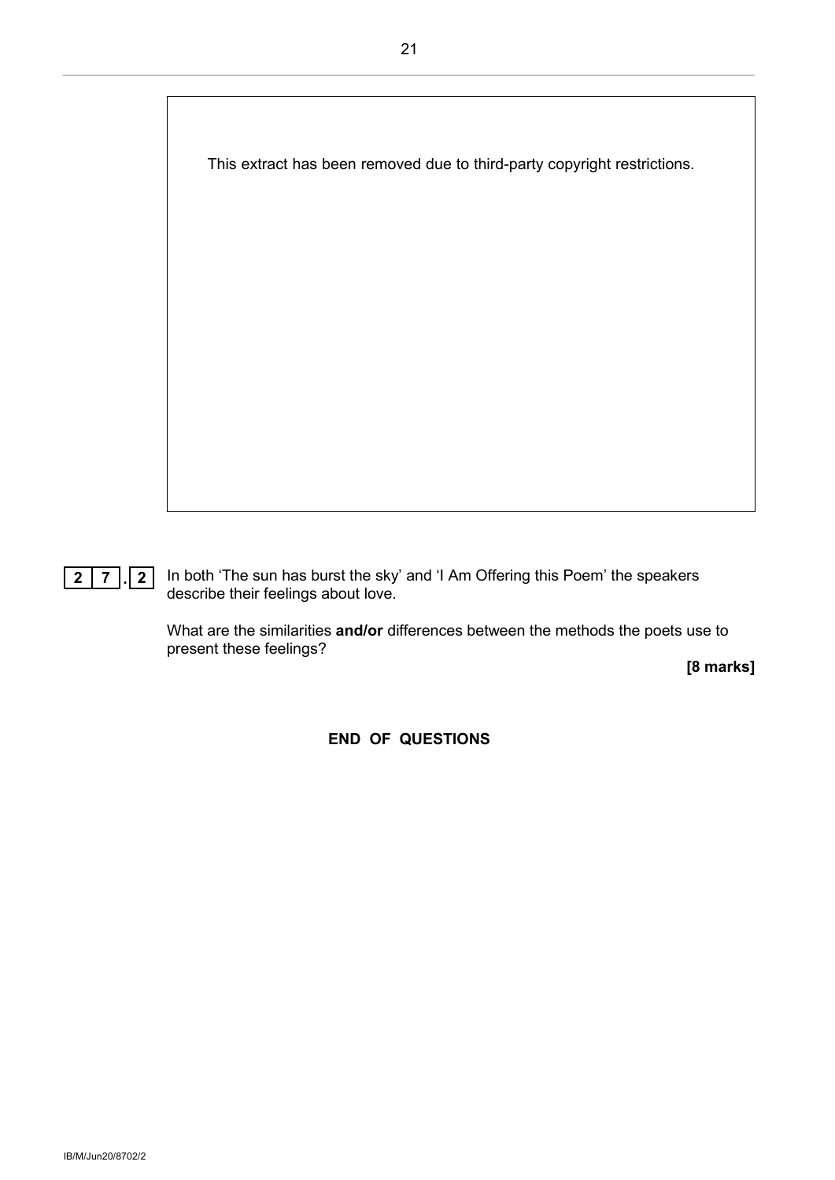This extract has been removed due to third-party copyright restrictions.

**2 7 . 2** In both 'The sun has burst the sky' and 'I Am Offering this Poem' the speakers describe their feelings about love.

What are the similarities **and/or** differences between the methods the poets use to present these feelings?

**[8 marks]**

**END OF QUESTIONS**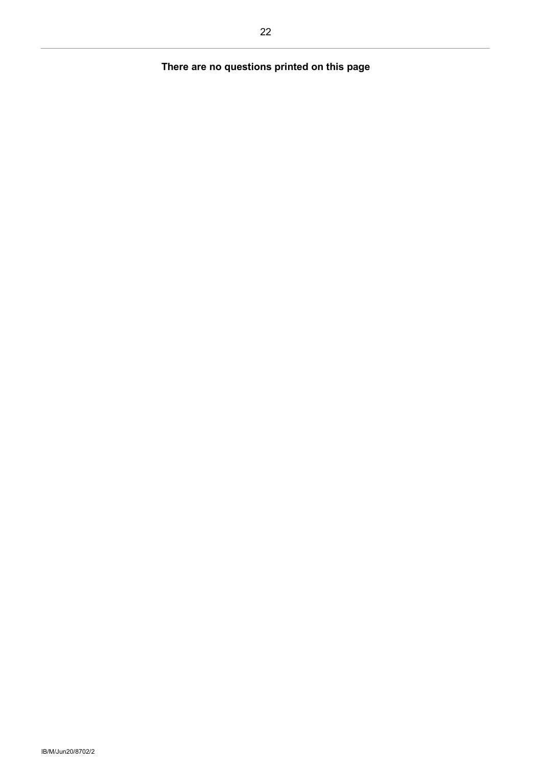**There are no questions printed on this page**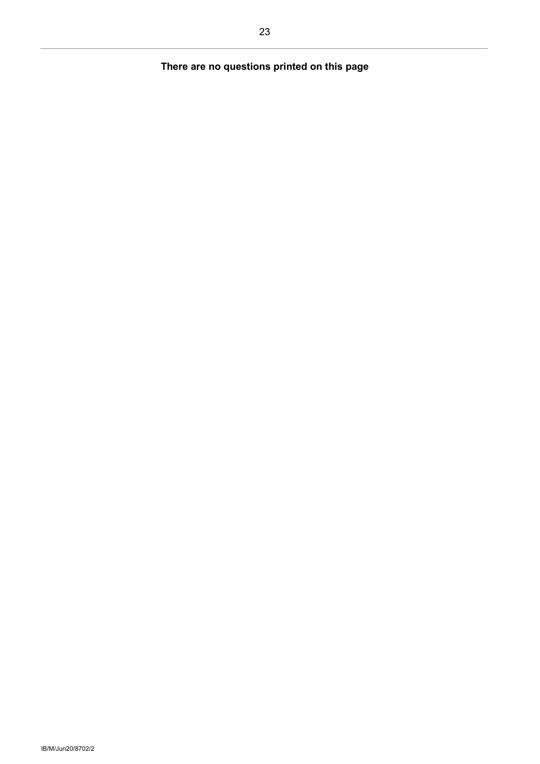**There are no questions printed on this page**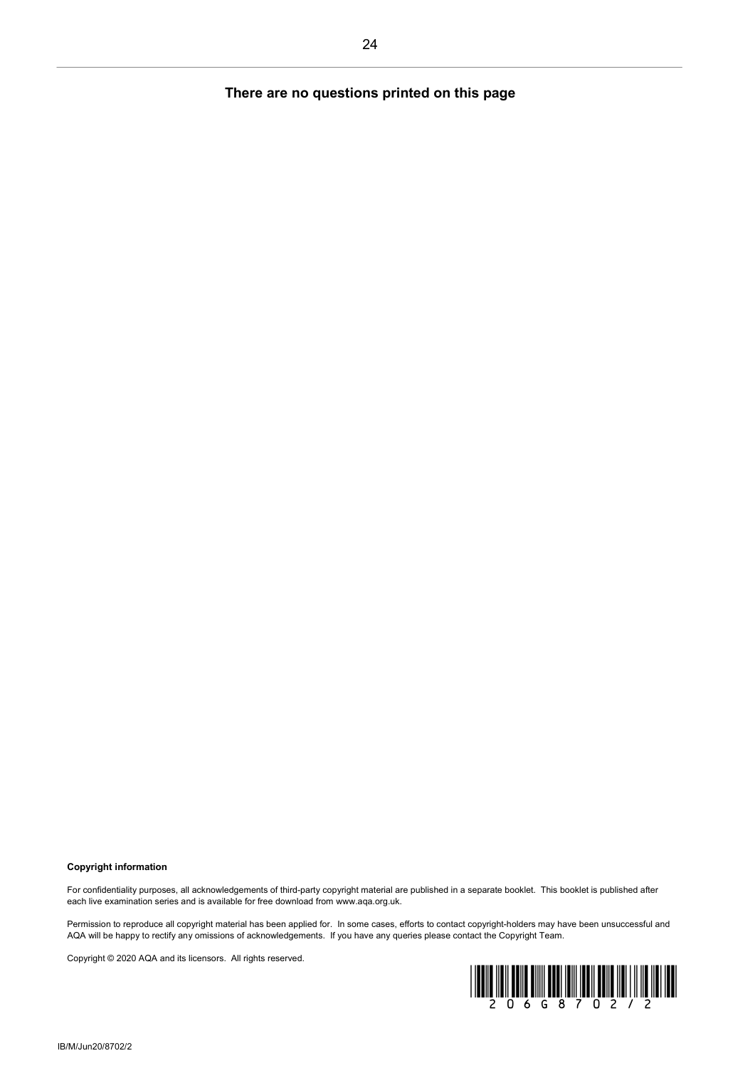**There are no questions printed on this page**

**Copyright information**

For confidentiality purposes, all acknowledgements of third-party copyright material are published in a separate booklet. This booklet is published after each live examination series and is available for free download from www.aqa.org.uk.

Permission to reproduce all copyright material has been applied for. In some cases, efforts to contact copyright-holders may have been unsuccessful and AQA will be happy to rectify any omissions of acknowledgements. If you have any queries please contact the Copyright Team.

Copyright © 2020 AQA and its licensors. All rights reserved.

IB/M/Jun20/8702/2